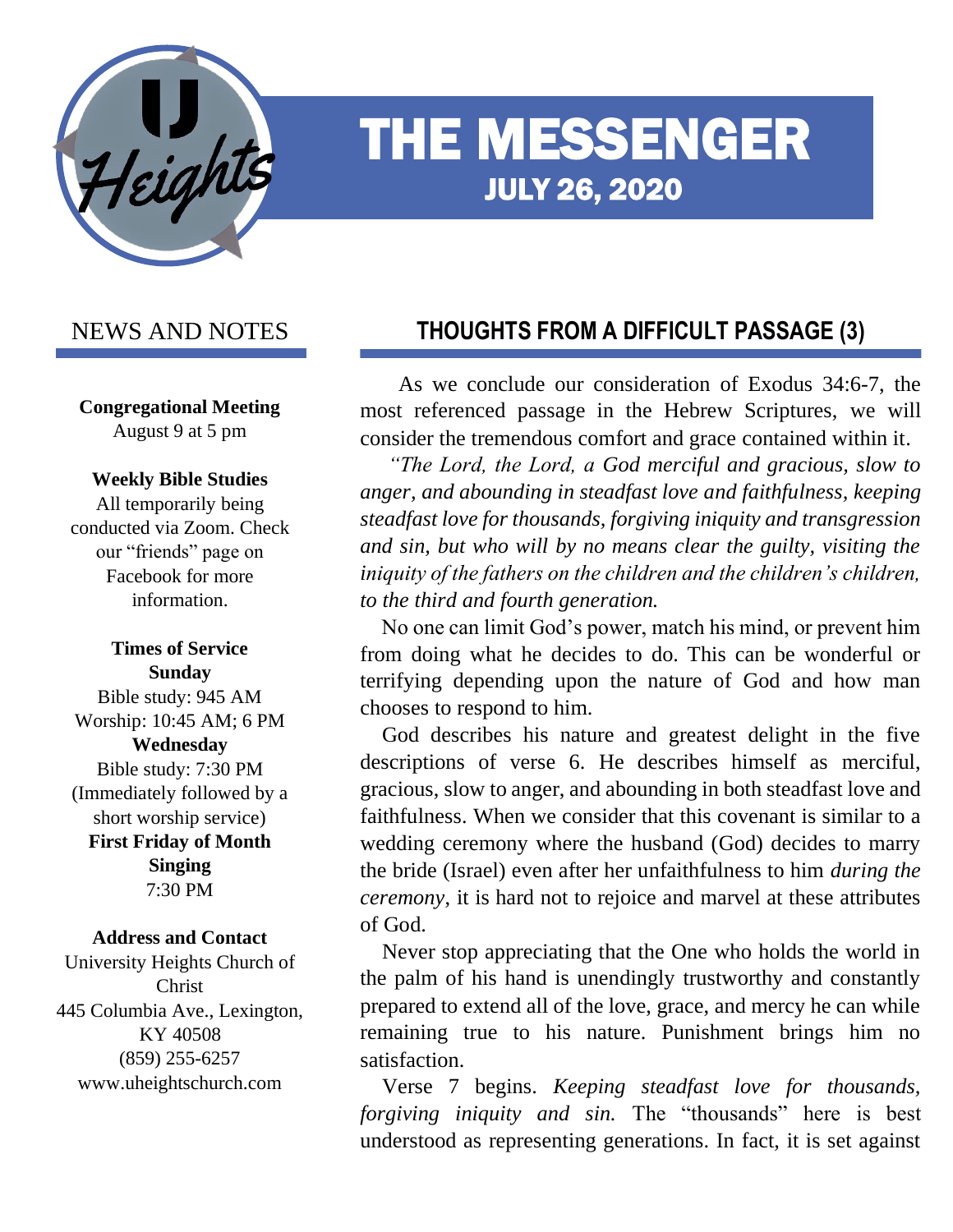# THE MESSENGER

## JULY 26, 2020

## NEWS AND NOTES

**Congregational Meeting**
August 9 at 5 pm

**Weekly Bible Studies**
All temporarily being conducted via Zoom. Check our "friends" page on Facebook for more information.

**Times of Service**
**Sunday**
Bible study: 945 AM
Worship: 10:45 AM; 6 PM
**Wednesday**
Bible study: 7:30 PM
(Immediately followed by a short worship service)
**First Friday of Month**
**Singing**
7:30 PM

**Address and Contact**
University Heights Church of Christ
445 Columbia Ave., Lexington, KY 40508
(859) 255-6257
www.uheightschurch.com

## THOUGHTS FROM A DIFFICULT PASSAGE (3)

As we conclude our consideration of Exodus 34:6-7, the most referenced passage in the Hebrew Scriptures, we will consider the tremendous comfort and grace contained within it.

*"The Lord, the Lord, a God merciful and gracious, slow to anger, and abounding in steadfast love and faithfulness, keeping steadfast love for thousands, forgiving iniquity and transgression and sin, but who will by no means clear the guilty, visiting the iniquity of the fathers on the children and the children's children, to the third and fourth generation.*

No one can limit God's power, match his mind, or prevent him from doing what he decides to do. This can be wonderful or terrifying depending upon the nature of God and how man chooses to respond to him.

God describes his nature and greatest delight in the five descriptions of verse 6. He describes himself as merciful, gracious, slow to anger, and abounding in both steadfast love and faithfulness. When we consider that this covenant is similar to a wedding ceremony where the husband (God) decides to marry the bride (Israel) even after her unfaithfulness to him *during the ceremony*, it is hard not to rejoice and marvel at these attributes of God.

Never stop appreciating that the One who holds the world in the palm of his hand is unendingly trustworthy and constantly prepared to extend all of the love, grace, and mercy he can while remaining true to his nature. Punishment brings him no satisfaction.

Verse 7 begins. *Keeping steadfast love for thousands, forgiving iniquity and sin.* The "thousands" here is best understood as representing generations. In fact, it is set against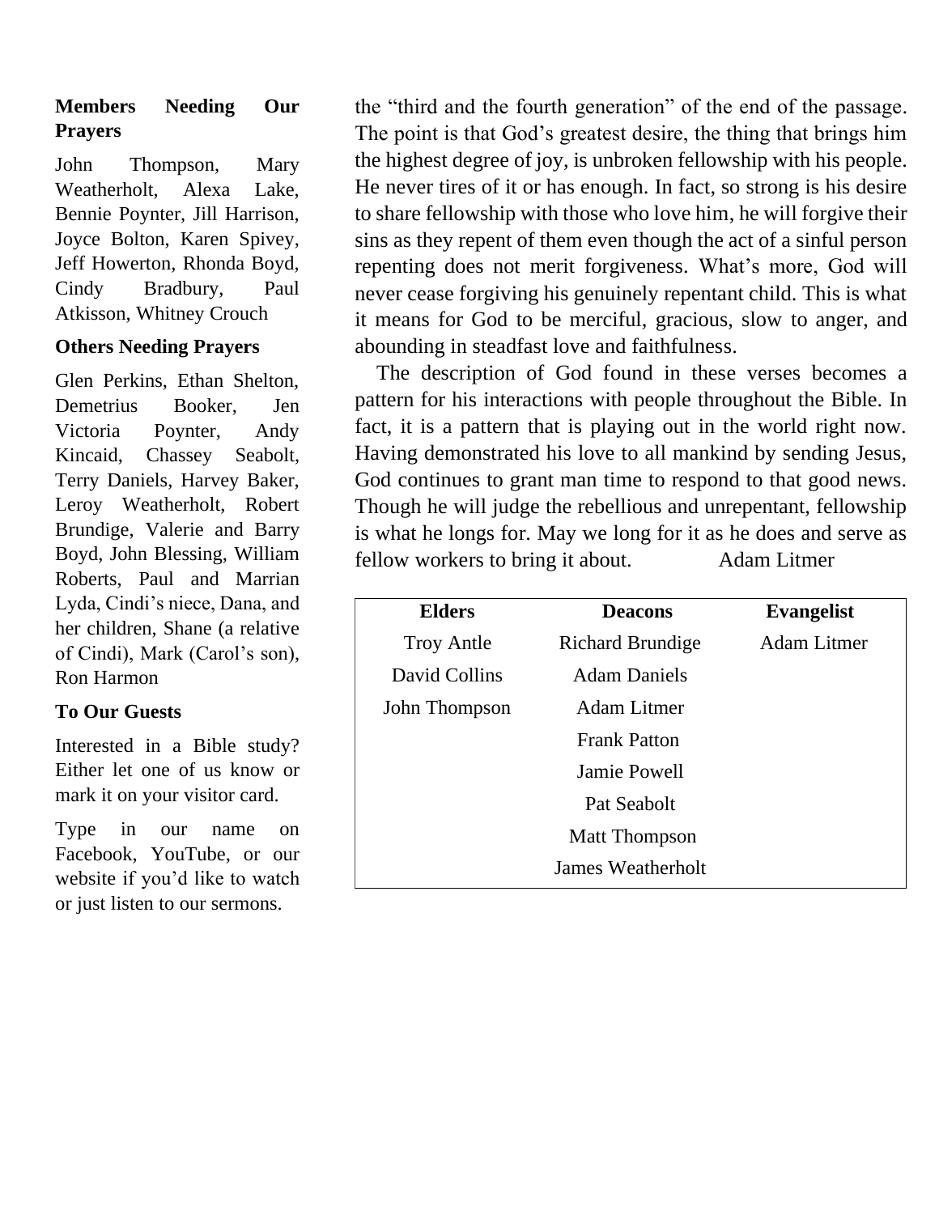### Members Needing Our Prayers

John Thompson, Mary Weatherholt, Alexa Lake, Bennie Poynter, Jill Harrison, Joyce Bolton, Karen Spivey, Jeff Howerton, Rhonda Boyd, Cindy Bradbury, Paul Atkisson, Whitney Crouch

### Others Needing Prayers

Glen Perkins, Ethan Shelton, Demetrius Booker, Jen Victoria Poynter, Andy Kincaid, Chassey Seabolt, Terry Daniels, Harvey Baker, Leroy Weatherholt, Robert Brundige, Valerie and Barry Boyd, John Blessing, William Roberts, Paul and Marrian Lyda, Cindi's niece, Dana, and her children, Shane (a relative of Cindi), Mark (Carol's son), Ron Harmon

### To Our Guests

Interested in a Bible study? Either let one of us know or mark it on your visitor card.

Type in our name on Facebook, YouTube, or our website if you'd like to watch or just listen to our sermons.

the "third and the fourth generation" of the end of the passage. The point is that God's greatest desire, the thing that brings him the highest degree of joy, is unbroken fellowship with his people. He never tires of it or has enough. In fact, so strong is his desire to share fellowship with those who love him, he will forgive their sins as they repent of them even though the act of a sinful person repenting does not merit forgiveness. What's more, God will never cease forgiving his genuinely repentant child. This is what it means for God to be merciful, gracious, slow to anger, and abounding in steadfast love and faithfulness.

The description of God found in these verses becomes a pattern for his interactions with people throughout the Bible. In fact, it is a pattern that is playing out in the world right now. Having demonstrated his love to all mankind by sending Jesus, God continues to grant man time to respond to that good news. Though he will judge the rebellious and unrepentant, fellowship is what he longs for. May we long for it as he does and serve as fellow workers to bring it about. Adam Litmer

| Elders | Deacons | Evangelist |
|---|---|---|
| Troy Antle | Richard Brundige | Adam Litmer |
| David Collins | Adam Daniels | |
| John Thompson | Adam Litmer | |
| | Frank Patton | |
| | Jamie Powell | |
| | Pat Seabolt | |
| | Matt Thompson | |
| | James Weatherholt | |